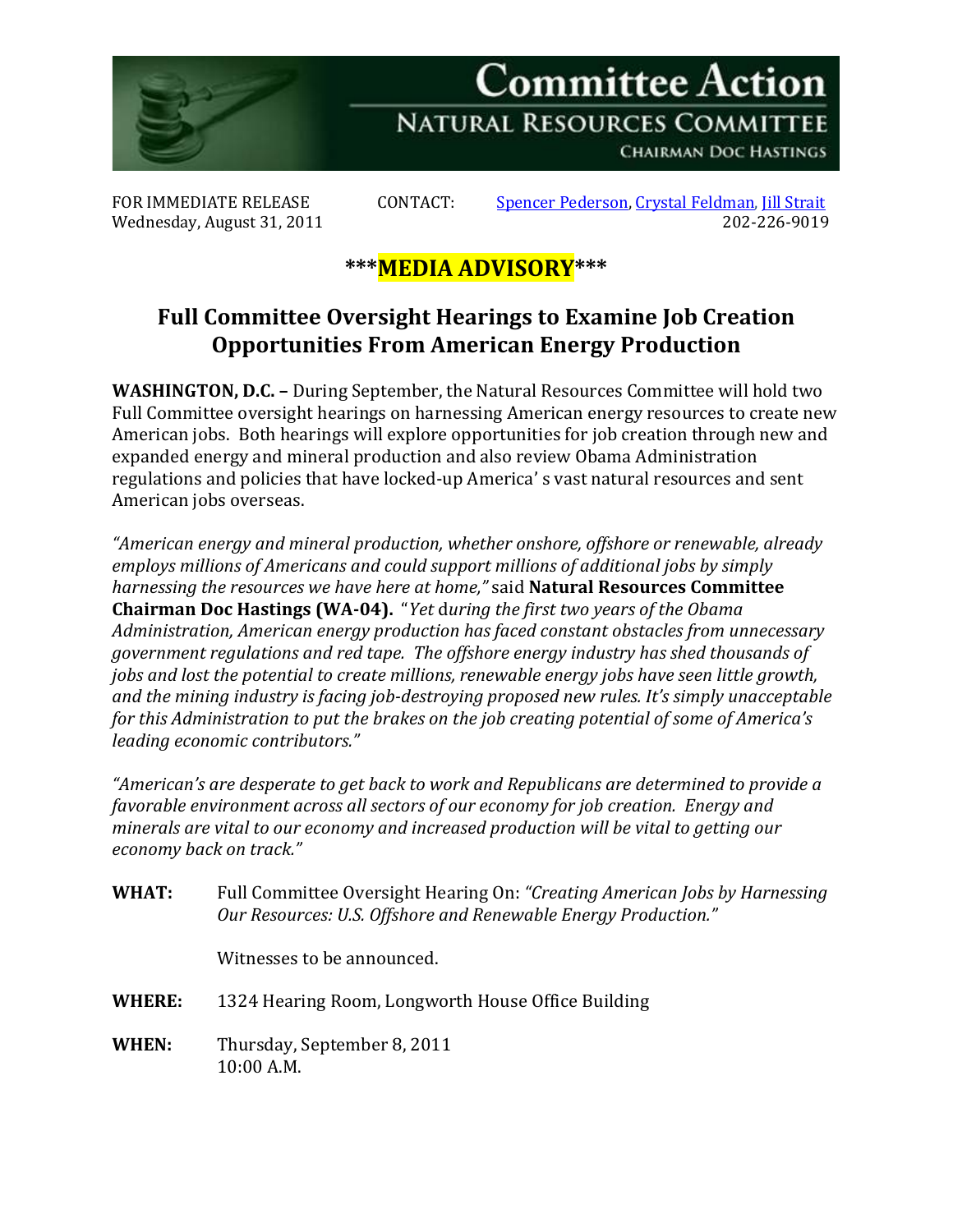# Committee Action

## NATURAL RESOURCES COMMITTEE

CHAIRMAN DOC HASTINGS

FOR IMMEDIATE RELEASE
Wednesday, August 31, 2011

CONTACT: Spencer Pederson, Crystal Feldman, Jill Strait
202-226-9019

## \*\*\*MEDIA ADVISORY\*\*\*

## Full Committee Oversight Hearings to Examine Job Creation Opportunities From American Energy Production

**WASHINGTON, D.C. –** During September, the Natural Resources Committee will hold two Full Committee oversight hearings on harnessing American energy resources to create new American jobs. Both hearings will explore opportunities for job creation through new and expanded energy and mineral production and also review Obama Administration regulations and policies that have locked-up America' s vast natural resources and sent American jobs overseas.

*"American energy and mineral production, whether onshore, offshore or renewable, already employs millions of Americans and could support millions of additional jobs by simply harnessing the resources we have here at home,"* said **Natural Resources Committee Chairman Doc Hastings (WA-04).** "*Yet during the first two years of the Obama Administration, American energy production has faced constant obstacles from unnecessary government regulations and red tape. The offshore energy industry has shed thousands of jobs and lost the potential to create millions, renewable energy jobs have seen little growth, and the mining industry is facing job-destroying proposed new rules. It's simply unacceptable for this Administration to put the brakes on the job creating potential of some of America's leading economic contributors."*

*"American's are desperate to get back to work and Republicans are determined to provide a favorable environment across all sectors of our economy for job creation. Energy and minerals are vital to our economy and increased production will be vital to getting our economy back on track."*

**WHAT:** Full Committee Oversight Hearing On: *"Creating American Jobs by Harnessing Our Resources: U.S. Offshore and Renewable Energy Production."*

Witnesses to be announced.

**WHERE:** 1324 Hearing Room, Longworth House Office Building

**WHEN:** Thursday, September 8, 2011
10:00 A.M.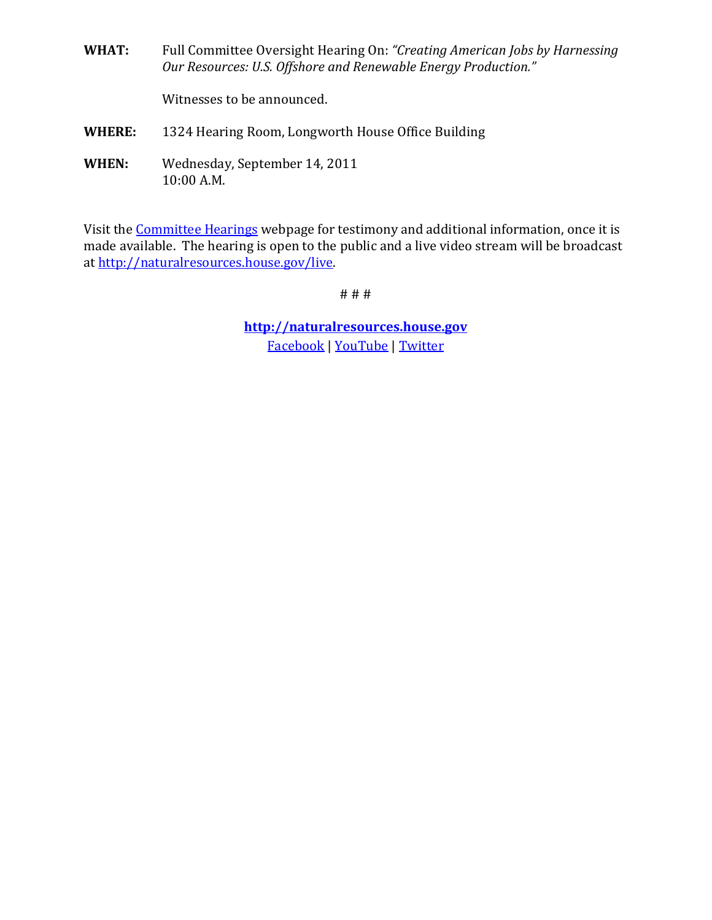**WHAT:** Full Committee Oversight Hearing On: *"Creating American Jobs by Harnessing Our Resources: U.S. Offshore and Renewable Energy Production."*

Witnesses to be announced.

**WHERE:** 1324 Hearing Room, Longworth House Office Building

**WHEN:** Wednesday, September 14, 2011
10:00 A.M.

Visit the [Committee Hearings]() webpage for testimony and additional information, once it is made available. The hearing is open to the public and a live video stream will be broadcast at [http://naturalresources.house.gov/live](http://naturalresources.house.gov/live).

# # #

**[http://naturalresources.house.gov](http://naturalresources.house.gov)**
[Facebook]() | [YouTube]() | [Twitter]()